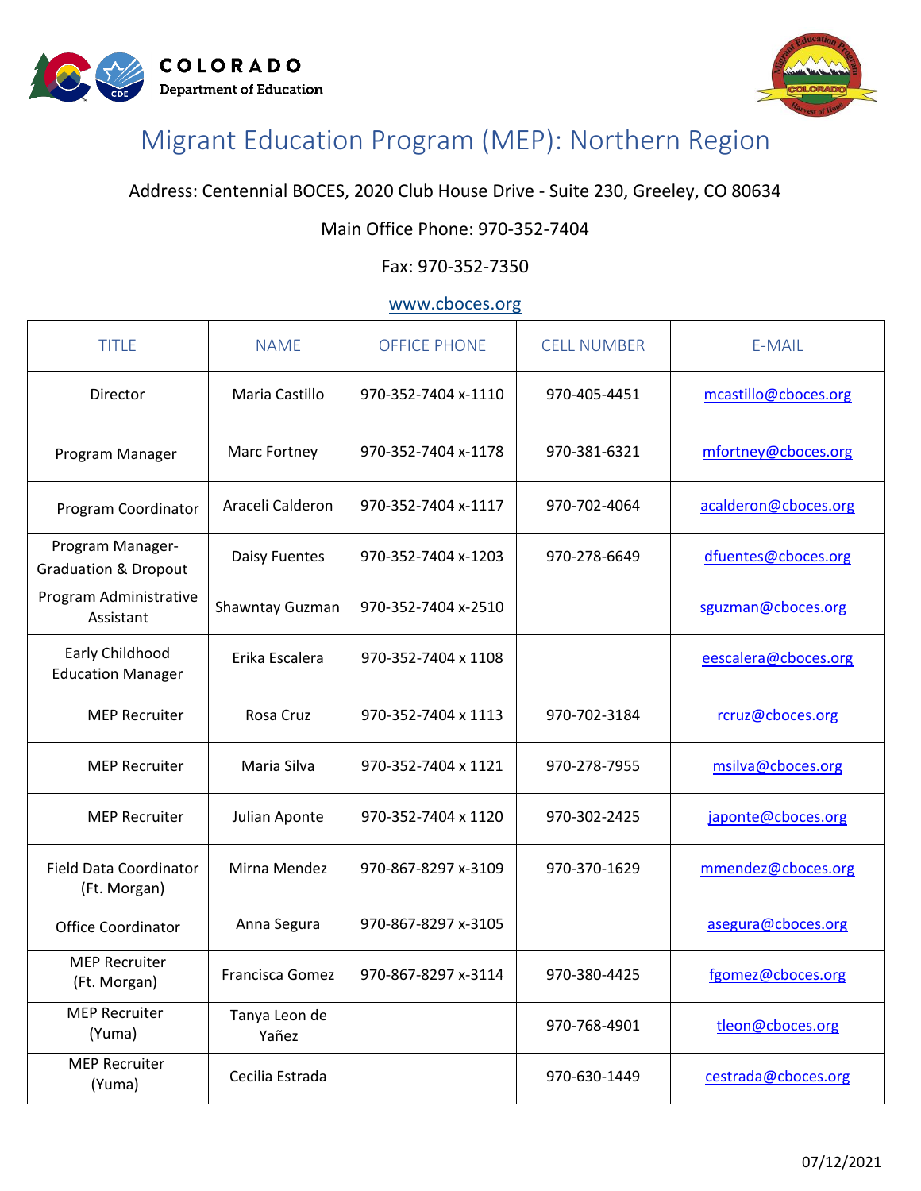# Migrant Education Program (MEP): Northern Region

Address: Centennial BOCES, 2020 Club House Drive - Suite 230, Greeley, CO 80634

Main Office Phone: 970-352-7404

Fax: 970-352-7350

www.cboces.org

| TITLE | NAME | OFFICE PHONE | CELL NUMBER | E-MAIL |
|---|---|---|---|---|
| Director | Maria Castillo | 970-352-7404 x-1110 | 970-405-4451 | mcastillo@cboces.org |
| Program Manager | Marc Fortney | 970-352-7404 x-1178 | 970-381-6321 | mfortney@cboces.org |
| Program Coordinator | Araceli Calderon | 970-352-7404 x-1117 | 970-702-4064 | acalderon@cboces.org |
| Program Manager-Graduation & Dropout | Daisy Fuentes | 970-352-7404 x-1203 | 970-278-6649 | dfuentes@cboces.org |
| Program Administrative Assistant | Shawntay Guzman | 970-352-7404 x-2510 | | sguzman@cboces.org |
| Early Childhood Education Manager | Erika Escalera | 970-352-7404 x 1108 | | eescalera@cboces.org |
| MEP Recruiter | Rosa Cruz | 970-352-7404 x 1113 | 970-702-3184 | rcruz@cboces.org |
| MEP Recruiter | Maria Silva | 970-352-7404 x 1121 | 970-278-7955 | msilva@cboces.org |
| MEP Recruiter | Julian Aponte | 970-352-7404 x 1120 | 970-302-2425 | japonte@cboces.org |
| Field Data Coordinator (Ft. Morgan) | Mirna Mendez | 970-867-8297 x-3109 | 970-370-1629 | mmendez@cboces.org |
| Office Coordinator | Anna Segura | 970-867-8297 x-3105 | | asegura@cboces.org |
| MEP Recruiter (Ft. Morgan) | Francisca Gomez | 970-867-8297 x-3114 | 970-380-4425 | fgomez@cboces.org |
| MEP Recruiter (Yuma) | Tanya Leon de Yañez | | 970-768-4901 | tleon@cboces.org |
| MEP Recruiter (Yuma) | Cecilia Estrada | | 970-630-1449 | cestrada@cboces.org |

07/12/2021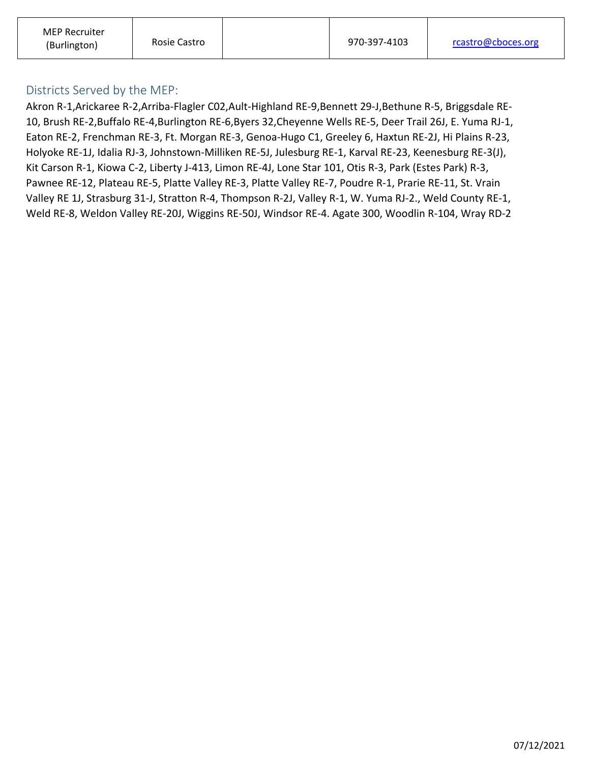| | | | | |
|---|---|---|---|---|
| MEP Recruiter (Burlington) | Rosie Castro | | 970-397-4103 | rcastro@cboces.org |

## Districts Served by the MEP:

Akron R-1,Arickaree R-2,Arriba-Flagler C02,Ault-Highland RE-9,Bennett 29-J,Bethune R-5, Briggsdale RE-10, Brush RE-2,Buffalo RE-4,Burlington RE-6,Byers 32,Cheyenne Wells RE-5, Deer Trail 26J, E. Yuma RJ-1, Eaton RE-2, Frenchman RE-3, Ft. Morgan RE-3, Genoa-Hugo C1, Greeley 6, Haxtun RE-2J, Hi Plains R-23, Holyoke RE-1J, Idalia RJ-3, Johnstown-Milliken RE-5J, Julesburg RE-1, Karval RE-23, Keenesburg RE-3(J), Kit Carson R-1, Kiowa C-2, Liberty J-413, Limon RE-4J, Lone Star 101, Otis R-3, Park (Estes Park) R-3, Pawnee RE-12, Plateau RE-5, Platte Valley RE-3, Platte Valley RE-7, Poudre R-1, Prarie RE-11, St. Vrain Valley RE 1J, Strasburg 31-J, Stratton R-4, Thompson R-2J, Valley R-1, W. Yuma RJ-2., Weld County RE-1, Weld RE-8, Weldon Valley RE-20J, Wiggins RE-50J, Windsor RE-4. Agate 300, Woodlin R-104, Wray RD-2

07/12/2021